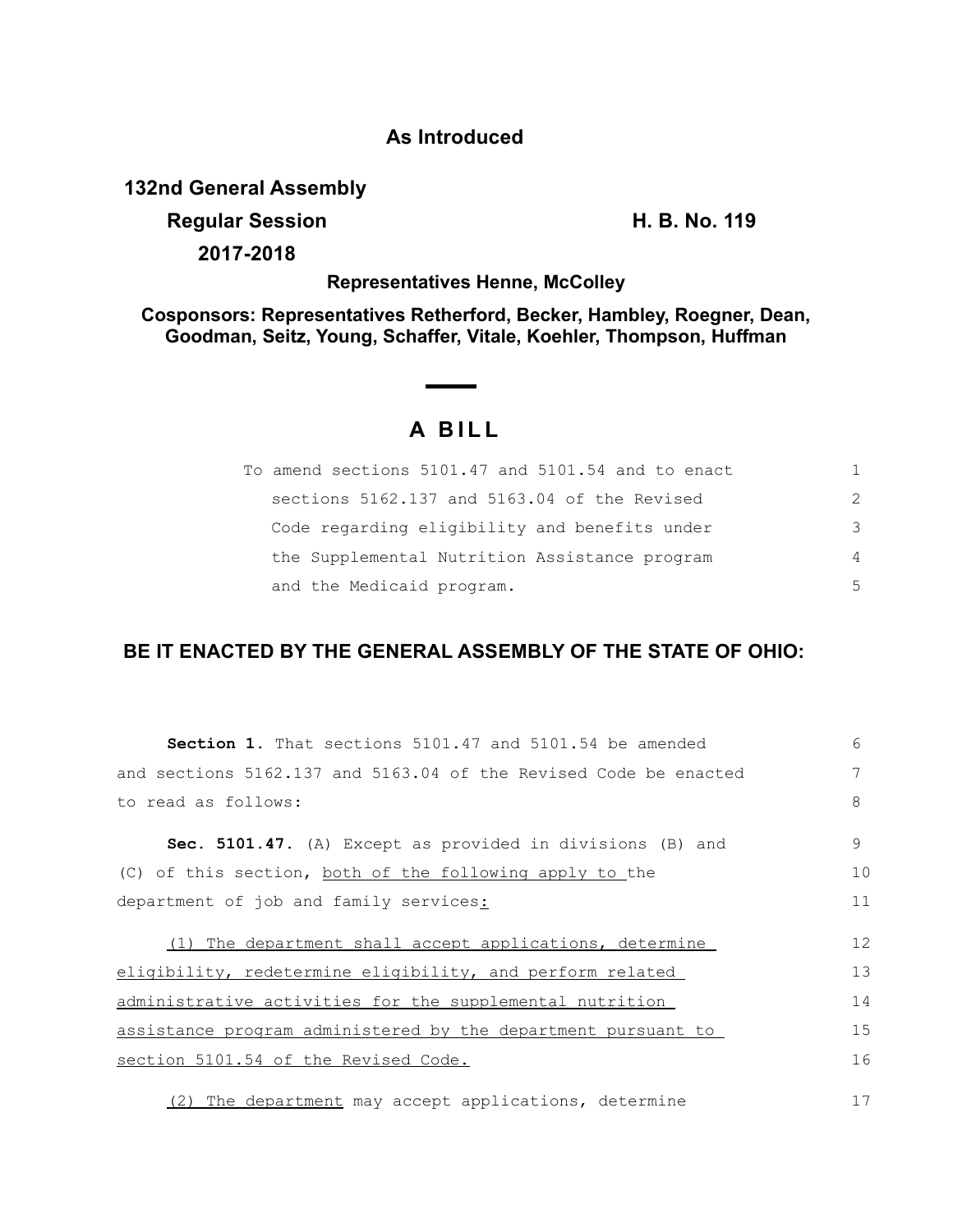**As Introduced**

**132nd General Assembly**

**Regular Session** **H. B. No. 119**

**2017-2018**

**Representatives Henne, McColley**

**Cosponsors: Representatives Retherford, Becker, Hambley, Roegner, Dean, Goodman, Seitz, Young, Schaffer, Vitale, Koehler, Thompson, Huffman**

# A BILL

To amend sections 5101.47 and 5101.54 and to enact sections 5162.137 and 5163.04 of the Revised Code regarding eligibility and benefits under the Supplemental Nutrition Assistance program and the Medicaid program.

**BE IT ENACTED BY THE GENERAL ASSEMBLY OF THE STATE OF OHIO:**

**Section 1.** That sections 5101.47 and 5101.54 be amended and sections 5162.137 and 5163.04 of the Revised Code be enacted to read as follows:

**Sec. 5101.47.** (A) Except as provided in divisions (B) and (C) of this section, both of the following apply to the department of job and family services:

(1) The department shall accept applications, determine eligibility, redetermine eligibility, and perform related administrative activities for the supplemental nutrition assistance program administered by the department pursuant to section 5101.54 of the Revised Code.

(2) The department may accept applications, determine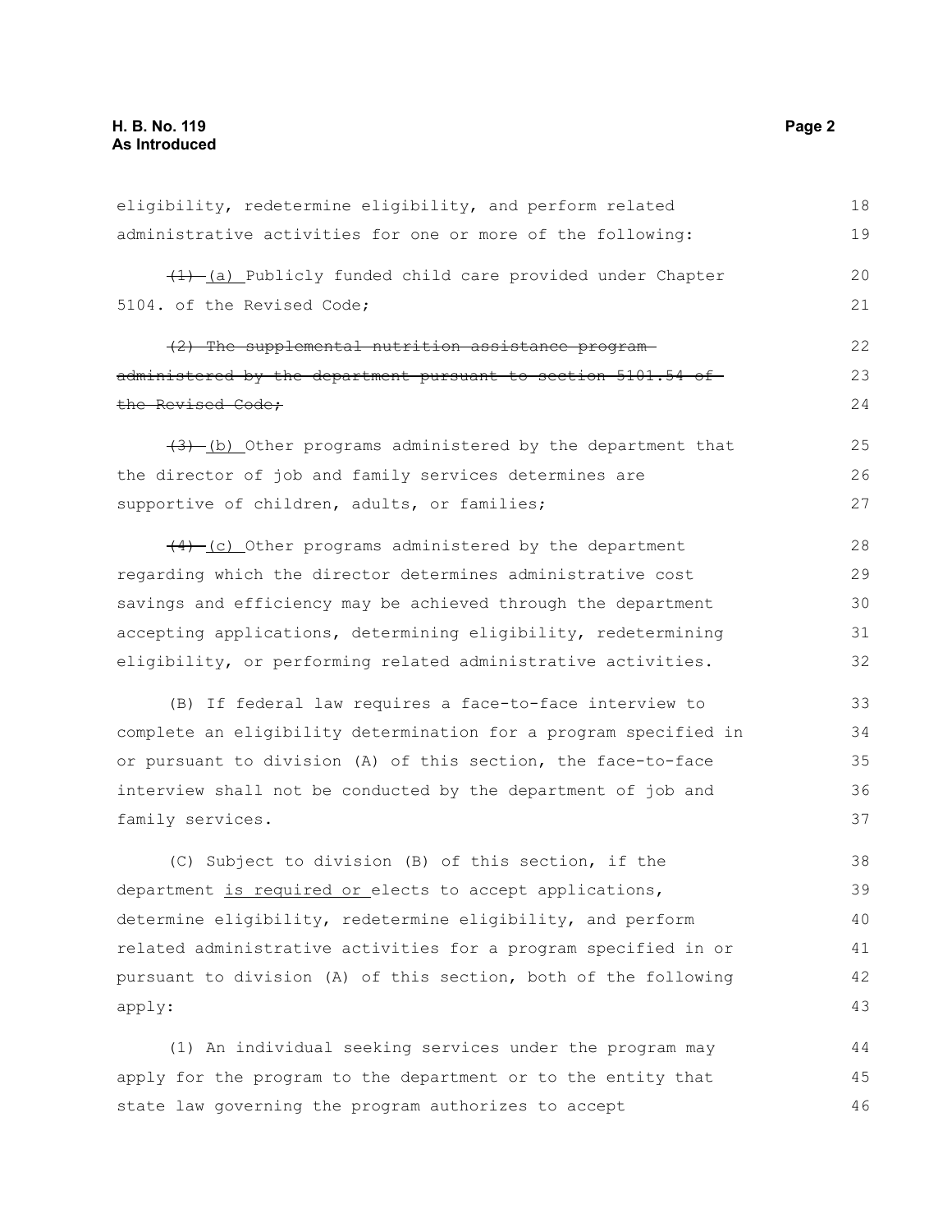eligibility, redetermine eligibility, and perform related administrative activities for one or more of the following:

~~(1)~~ (a) Publicly funded child care provided under Chapter 5104. of the Revised Code;

~~(2) The supplemental nutrition assistance program administered by the department pursuant to section 5101.54 of the Revised Code;~~

~~(3)~~ (b) Other programs administered by the department that the director of job and family services determines are supportive of children, adults, or families;

~~(4)~~ (c) Other programs administered by the department regarding which the director determines administrative cost savings and efficiency may be achieved through the department accepting applications, determining eligibility, redetermining eligibility, or performing related administrative activities.

(B) If federal law requires a face-to-face interview to complete an eligibility determination for a program specified in or pursuant to division (A) of this section, the face-to-face interview shall not be conducted by the department of job and family services.

(C) Subject to division (B) of this section, if the department <u>is required or</u> elects to accept applications, determine eligibility, redetermine eligibility, and perform related administrative activities for a program specified in or pursuant to division (A) of this section, both of the following apply:

(1) An individual seeking services under the program may apply for the program to the department or to the entity that state law governing the program authorizes to accept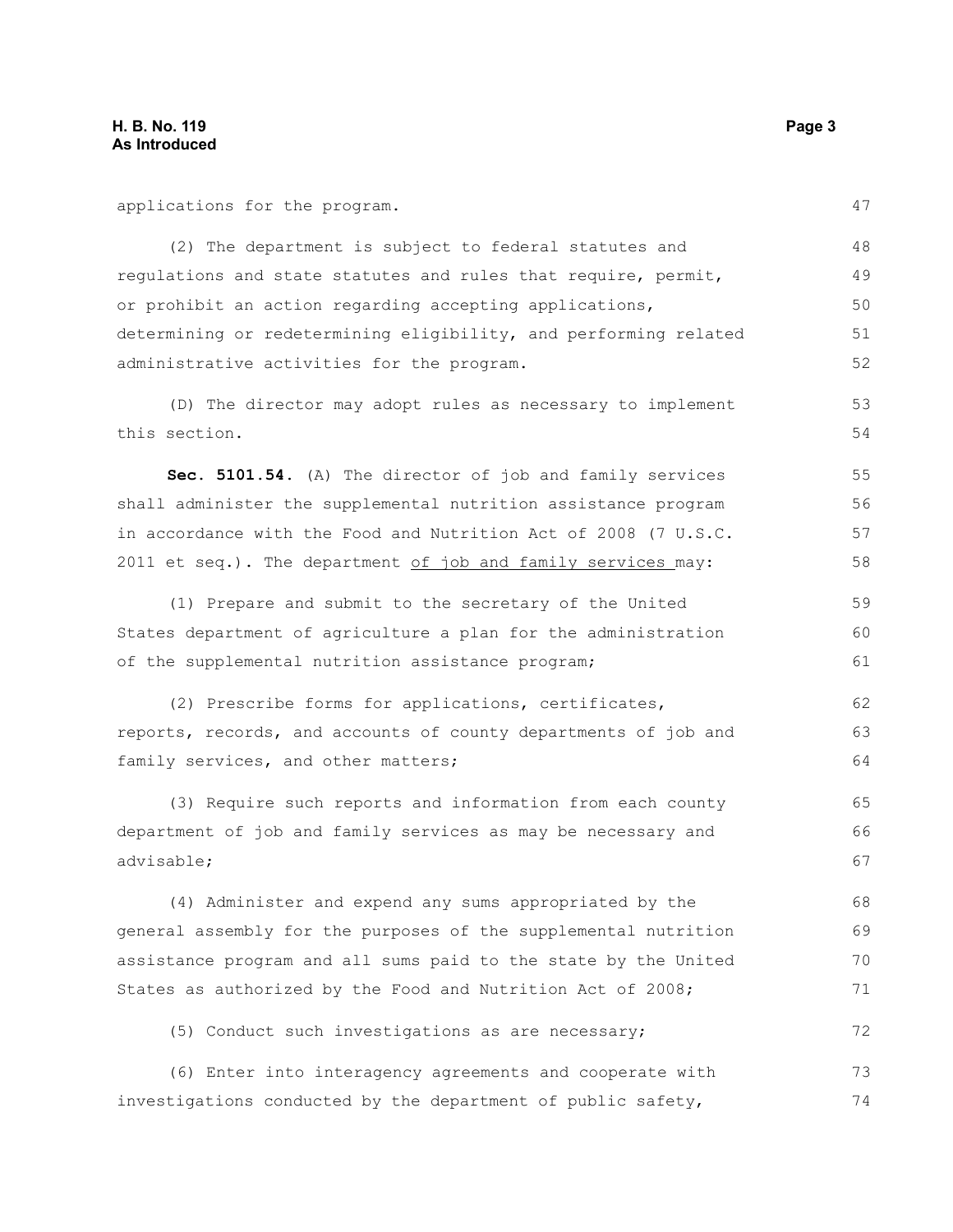applications for the program.

(2) The department is subject to federal statutes and regulations and state statutes and rules that require, permit, or prohibit an action regarding accepting applications, determining or redetermining eligibility, and performing related administrative activities for the program.

(D) The director may adopt rules as necessary to implement this section.

**Sec. 5101.54.** (A) The director of job and family services shall administer the supplemental nutrition assistance program in accordance with the Food and Nutrition Act of 2008 (7 U.S.C. 2011 et seq.). The department <u>of job and family services</u> may:

(1) Prepare and submit to the secretary of the United States department of agriculture a plan for the administration of the supplemental nutrition assistance program;

(2) Prescribe forms for applications, certificates, reports, records, and accounts of county departments of job and family services, and other matters;

(3) Require such reports and information from each county department of job and family services as may be necessary and advisable;

(4) Administer and expend any sums appropriated by the general assembly for the purposes of the supplemental nutrition assistance program and all sums paid to the state by the United States as authorized by the Food and Nutrition Act of 2008;

(5) Conduct such investigations as are necessary;

(6) Enter into interagency agreements and cooperate with investigations conducted by the department of public safety,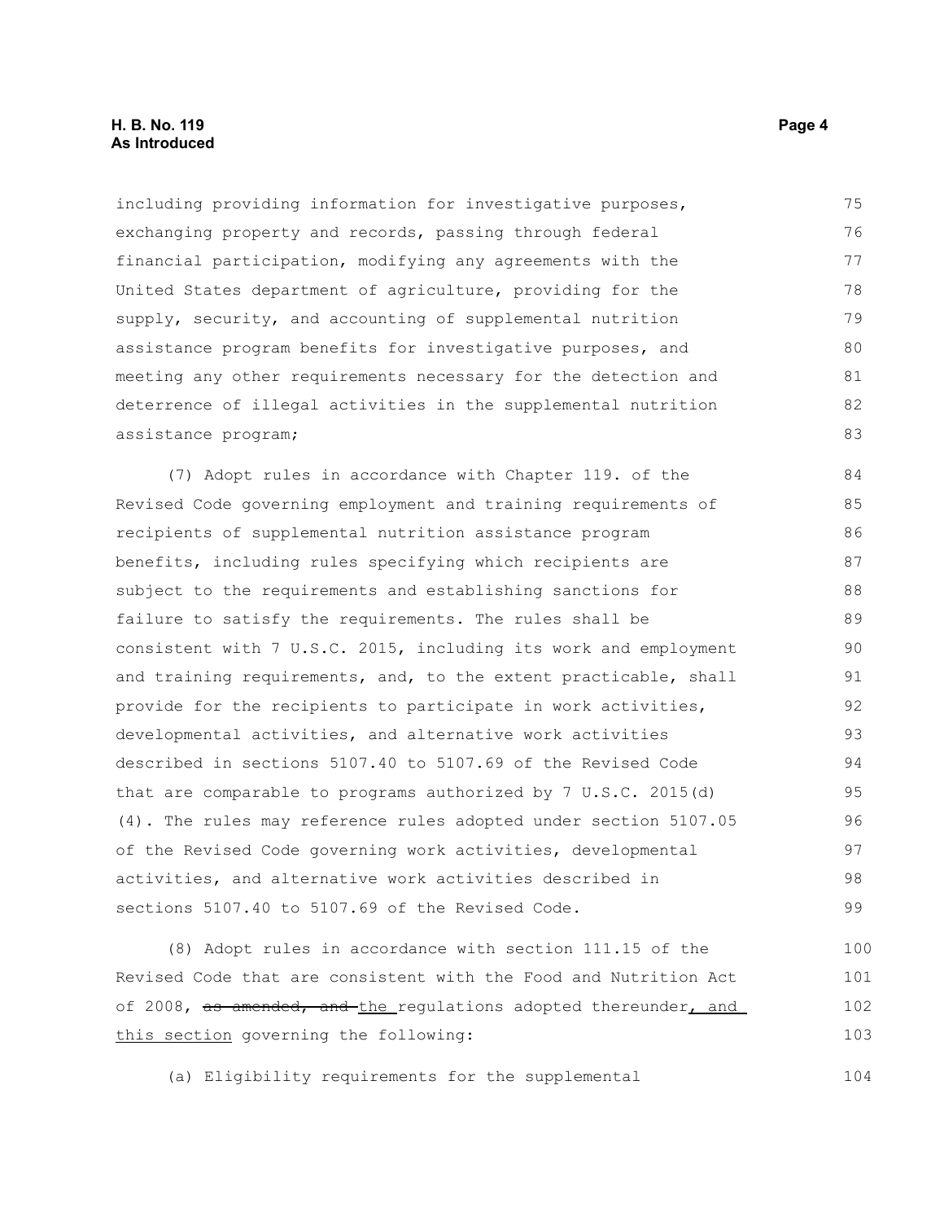including providing information for investigative purposes, exchanging property and records, passing through federal financial participation, modifying any agreements with the United States department of agriculture, providing for the supply, security, and accounting of supplemental nutrition assistance program benefits for investigative purposes, and meeting any other requirements necessary for the detection and deterrence of illegal activities in the supplemental nutrition assistance program;

(7) Adopt rules in accordance with Chapter 119. of the Revised Code governing employment and training requirements of recipients of supplemental nutrition assistance program benefits, including rules specifying which recipients are subject to the requirements and establishing sanctions for failure to satisfy the requirements. The rules shall be consistent with 7 U.S.C. 2015, including its work and employment and training requirements, and, to the extent practicable, shall provide for the recipients to participate in work activities, developmental activities, and alternative work activities described in sections 5107.40 to 5107.69 of the Revised Code that are comparable to programs authorized by 7 U.S.C. 2015(d)(4). The rules may reference rules adopted under section 5107.05 of the Revised Code governing work activities, developmental activities, and alternative work activities described in sections 5107.40 to 5107.69 of the Revised Code.

(8) Adopt rules in accordance with section 111.15 of the Revised Code that are consistent with the Food and Nutrition Act of 2008, ~~as amended, and~~ <u>the</u> regulations adopted thereunder<u>, and this section</u> governing the following:

(a) Eligibility requirements for the supplemental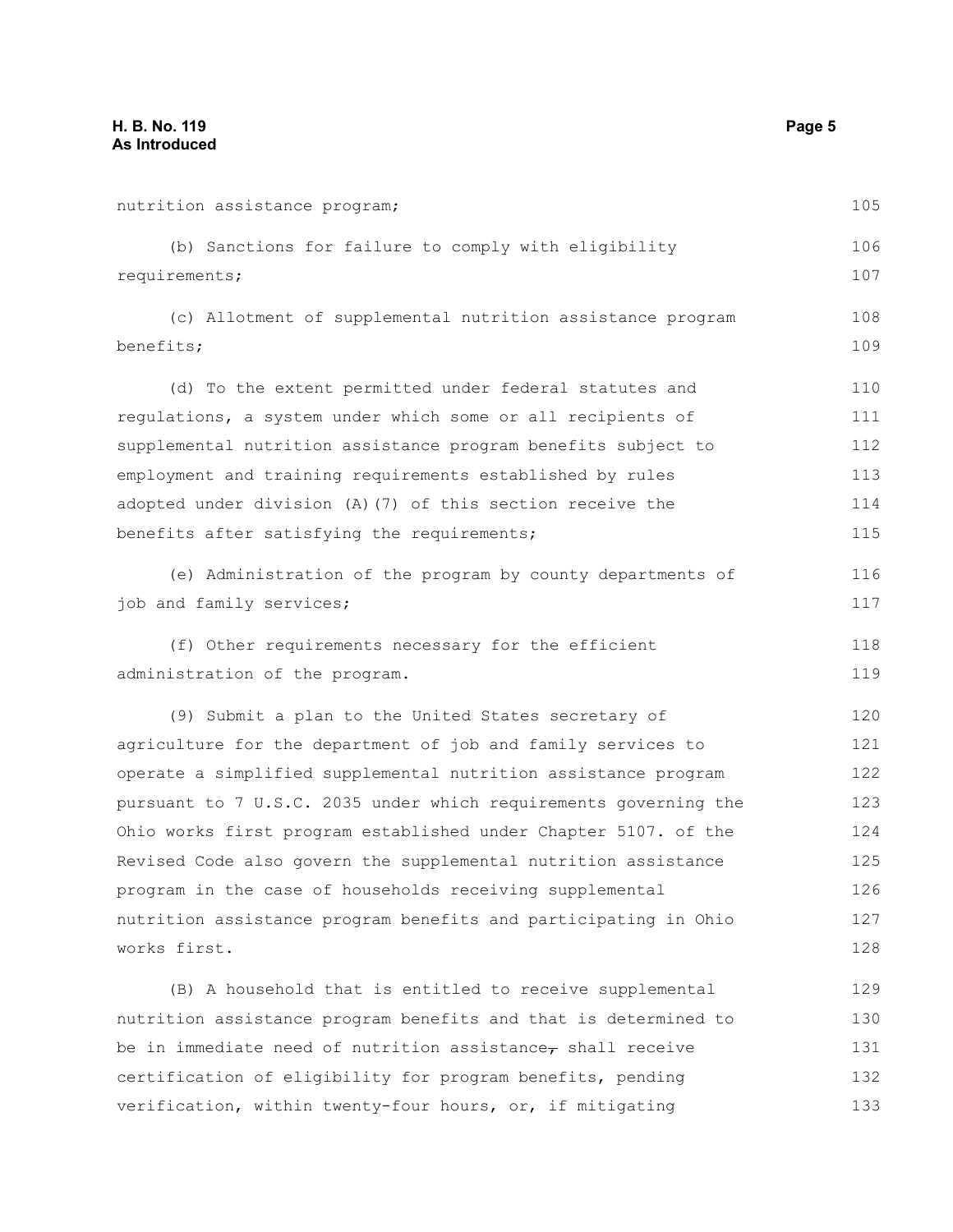nutrition assistance program;

(b) Sanctions for failure to comply with eligibility requirements;

(c) Allotment of supplemental nutrition assistance program benefits;

(d) To the extent permitted under federal statutes and regulations, a system under which some or all recipients of supplemental nutrition assistance program benefits subject to employment and training requirements established by rules adopted under division (A)(7) of this section receive the benefits after satisfying the requirements;

(e) Administration of the program by county departments of job and family services;

(f) Other requirements necessary for the efficient administration of the program.

(9) Submit a plan to the United States secretary of agriculture for the department of job and family services to operate a simplified supplemental nutrition assistance program pursuant to 7 U.S.C. 2035 under which requirements governing the Ohio works first program established under Chapter 5107. of the Revised Code also govern the supplemental nutrition assistance program in the case of households receiving supplemental nutrition assistance program benefits and participating in Ohio works first.

(B) A household that is entitled to receive supplemental nutrition assistance program benefits and that is determined to be in immediate need of nutrition assistance~~,~~ shall receive certification of eligibility for program benefits, pending verification, within twenty-four hours, or, if mitigating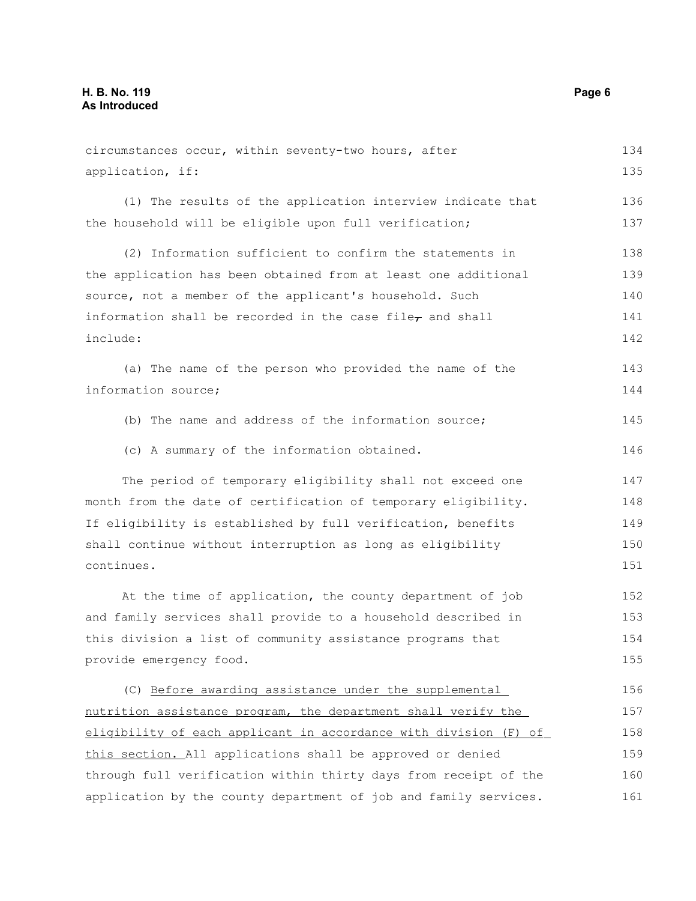circumstances occur, within seventy-two hours, after application, if:

(1) The results of the application interview indicate that the household will be eligible upon full verification;

(2) Information sufficient to confirm the statements in the application has been obtained from at least one additional source, not a member of the applicant's household. Such information shall be recorded in the case file, and shall include:

(a) The name of the person who provided the name of the information source;

(b) The name and address of the information source;

(c) A summary of the information obtained.

The period of temporary eligibility shall not exceed one month from the date of certification of temporary eligibility. If eligibility is established by full verification, benefits shall continue without interruption as long as eligibility continues.

At the time of application, the county department of job and family services shall provide to a household described in this division a list of community assistance programs that provide emergency food.

(C) Before awarding assistance under the supplemental nutrition assistance program, the department shall verify the eligibility of each applicant in accordance with division (F) of this section. All applications shall be approved or denied through full verification within thirty days from receipt of the application by the county department of job and family services.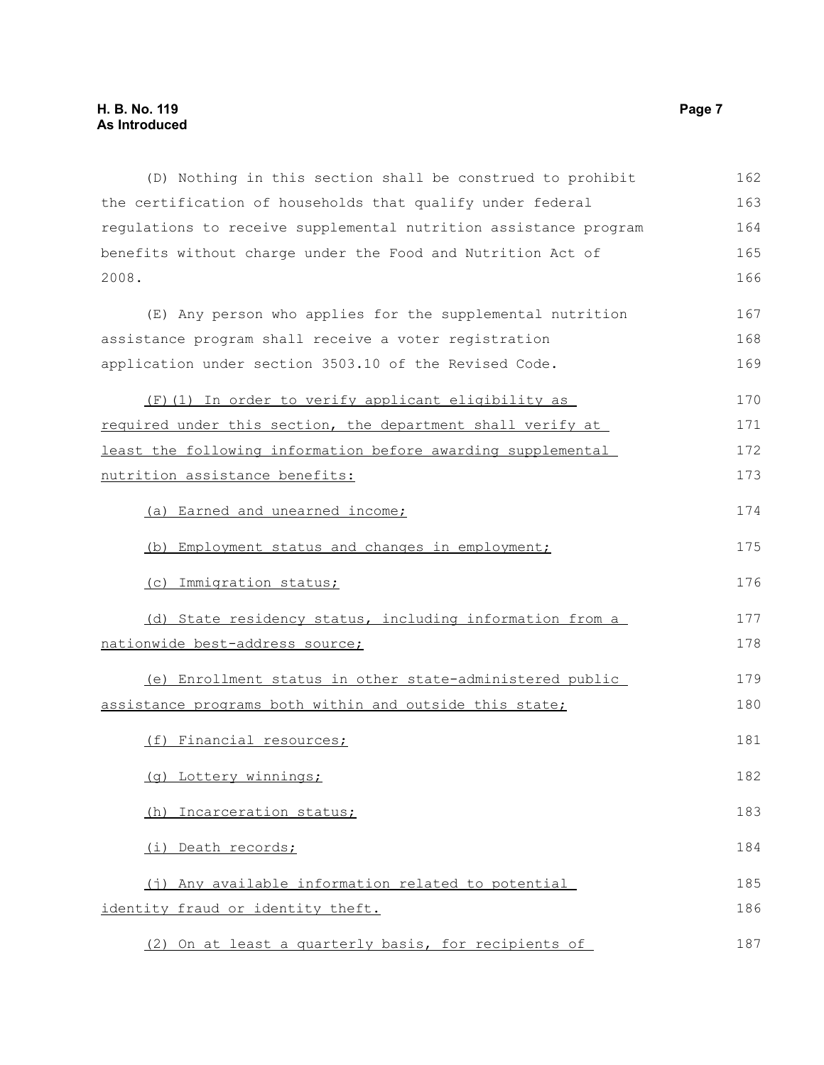(D) Nothing in this section shall be construed to prohibit the certification of households that qualify under federal regulations to receive supplemental nutrition assistance program benefits without charge under the Food and Nutrition Act of 2008.

(E) Any person who applies for the supplemental nutrition assistance program shall receive a voter registration application under section 3503.10 of the Revised Code.

(F)(1) In order to verify applicant eligibility as required under this section, the department shall verify at least the following information before awarding supplemental nutrition assistance benefits:

(a) Earned and unearned income;

(b) Employment status and changes in employment;

(c) Immigration status;

(d) State residency status, including information from a nationwide best-address source;

(e) Enrollment status in other state-administered public assistance programs both within and outside this state;

(f) Financial resources;

(g) Lottery winnings;

(h) Incarceration status;

(i) Death records;

(j) Any available information related to potential identity fraud or identity theft.

(2) On at least a quarterly basis, for recipients of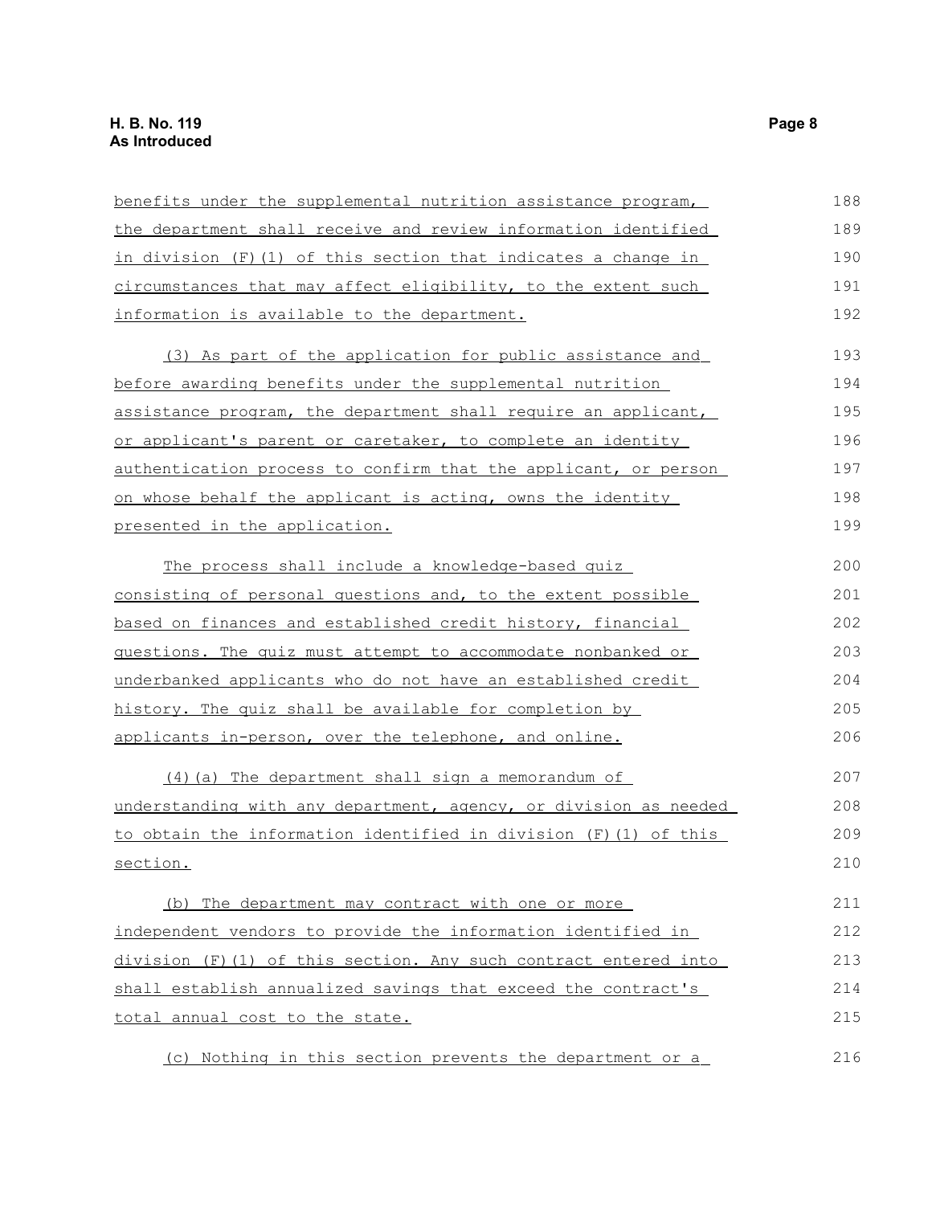benefits under the supplemental nutrition assistance program, the department shall receive and review information identified in division (F)(1) of this section that indicates a change in circumstances that may affect eligibility, to the extent such information is available to the department.

(3) As part of the application for public assistance and before awarding benefits under the supplemental nutrition assistance program, the department shall require an applicant, or applicant's parent or caretaker, to complete an identity authentication process to confirm that the applicant, or person on whose behalf the applicant is acting, owns the identity presented in the application.

The process shall include a knowledge-based quiz consisting of personal questions and, to the extent possible based on finances and established credit history, financial questions. The quiz must attempt to accommodate nonbanked or underbanked applicants who do not have an established credit history. The quiz shall be available for completion by applicants in-person, over the telephone, and online.

(4)(a) The department shall sign a memorandum of understanding with any department, agency, or division as needed to obtain the information identified in division (F)(1) of this section.

(b) The department may contract with one or more independent vendors to provide the information identified in division (F)(1) of this section. Any such contract entered into shall establish annualized savings that exceed the contract's total annual cost to the state.

(c) Nothing in this section prevents the department or a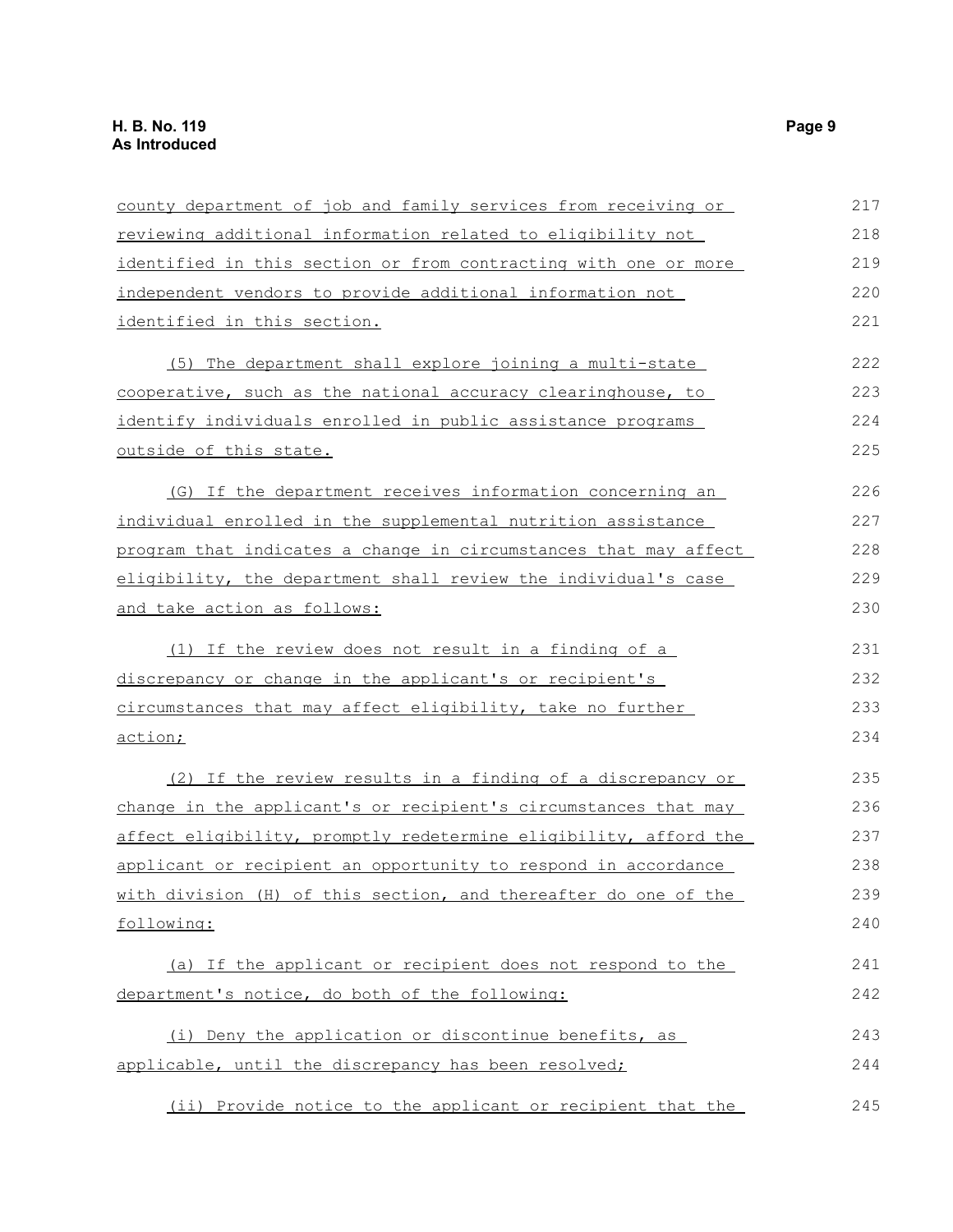county department of job and family services from receiving or reviewing additional information related to eligibility not identified in this section or from contracting with one or more independent vendors to provide additional information not identified in this section.

(5) The department shall explore joining a multi-state cooperative, such as the national accuracy clearinghouse, to identify individuals enrolled in public assistance programs outside of this state.

(G) If the department receives information concerning an individual enrolled in the supplemental nutrition assistance program that indicates a change in circumstances that may affect eligibility, the department shall review the individual's case and take action as follows:

(1) If the review does not result in a finding of a discrepancy or change in the applicant's or recipient's circumstances that may affect eligibility, take no further action;

(2) If the review results in a finding of a discrepancy or change in the applicant's or recipient's circumstances that may affect eligibility, promptly redetermine eligibility, afford the applicant or recipient an opportunity to respond in accordance with division (H) of this section, and thereafter do one of the following:

(a) If the applicant or recipient does not respond to the department's notice, do both of the following:

(i) Deny the application or discontinue benefits, as applicable, until the discrepancy has been resolved;

(ii) Provide notice to the applicant or recipient that the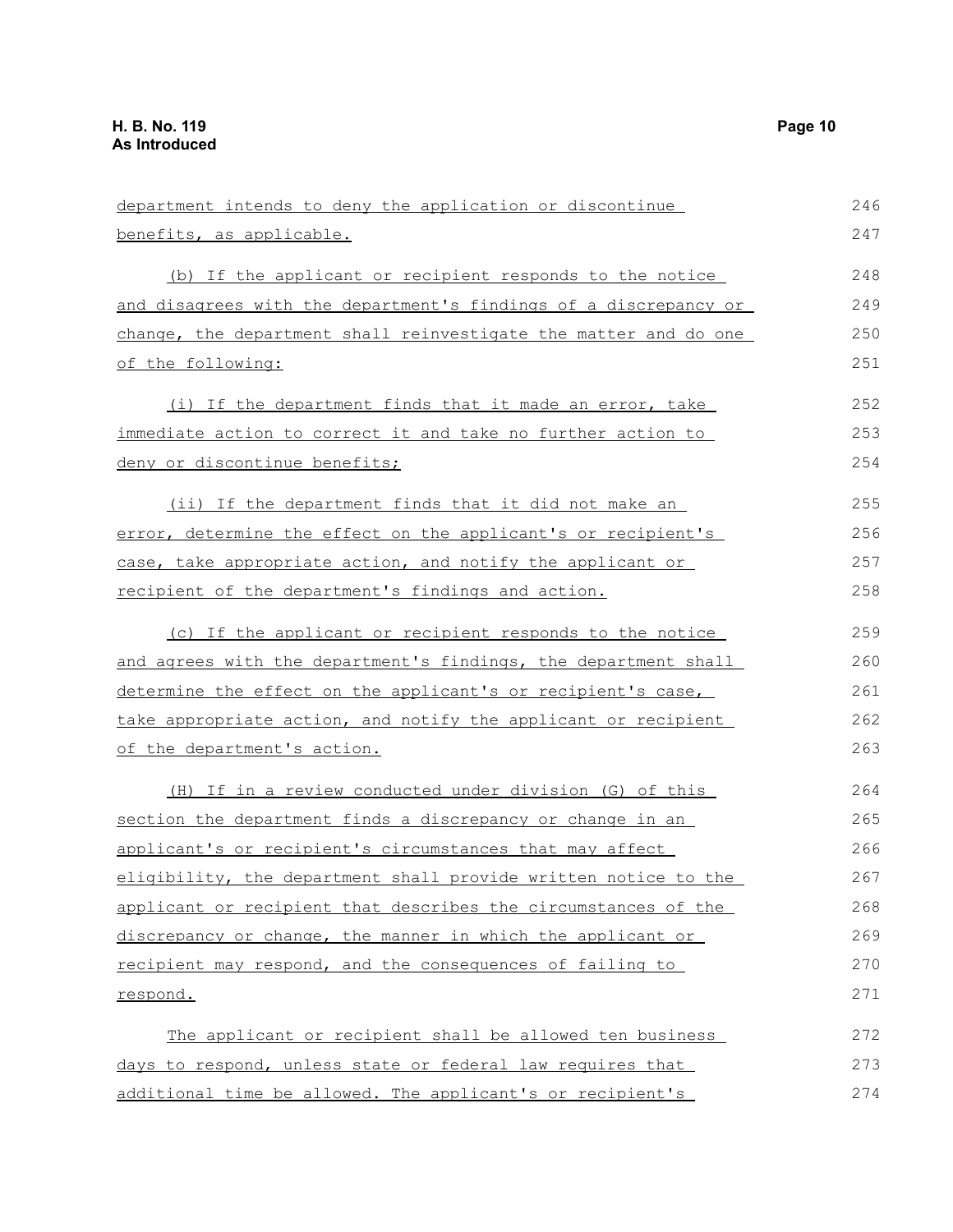department intends to deny the application or discontinue benefits, as applicable.

(b) If the applicant or recipient responds to the notice and disagrees with the department's findings of a discrepancy or change, the department shall reinvestigate the matter and do one of the following:

(i) If the department finds that it made an error, take immediate action to correct it and take no further action to deny or discontinue benefits;

(ii) If the department finds that it did not make an error, determine the effect on the applicant's or recipient's case, take appropriate action, and notify the applicant or recipient of the department's findings and action.

(c) If the applicant or recipient responds to the notice and agrees with the department's findings, the department shall determine the effect on the applicant's or recipient's case, take appropriate action, and notify the applicant or recipient of the department's action.

(H) If in a review conducted under division (G) of this section the department finds a discrepancy or change in an applicant's or recipient's circumstances that may affect eligibility, the department shall provide written notice to the applicant or recipient that describes the circumstances of the discrepancy or change, the manner in which the applicant or recipient may respond, and the consequences of failing to respond.

The applicant or recipient shall be allowed ten business days to respond, unless state or federal law requires that additional time be allowed. The applicant's or recipient's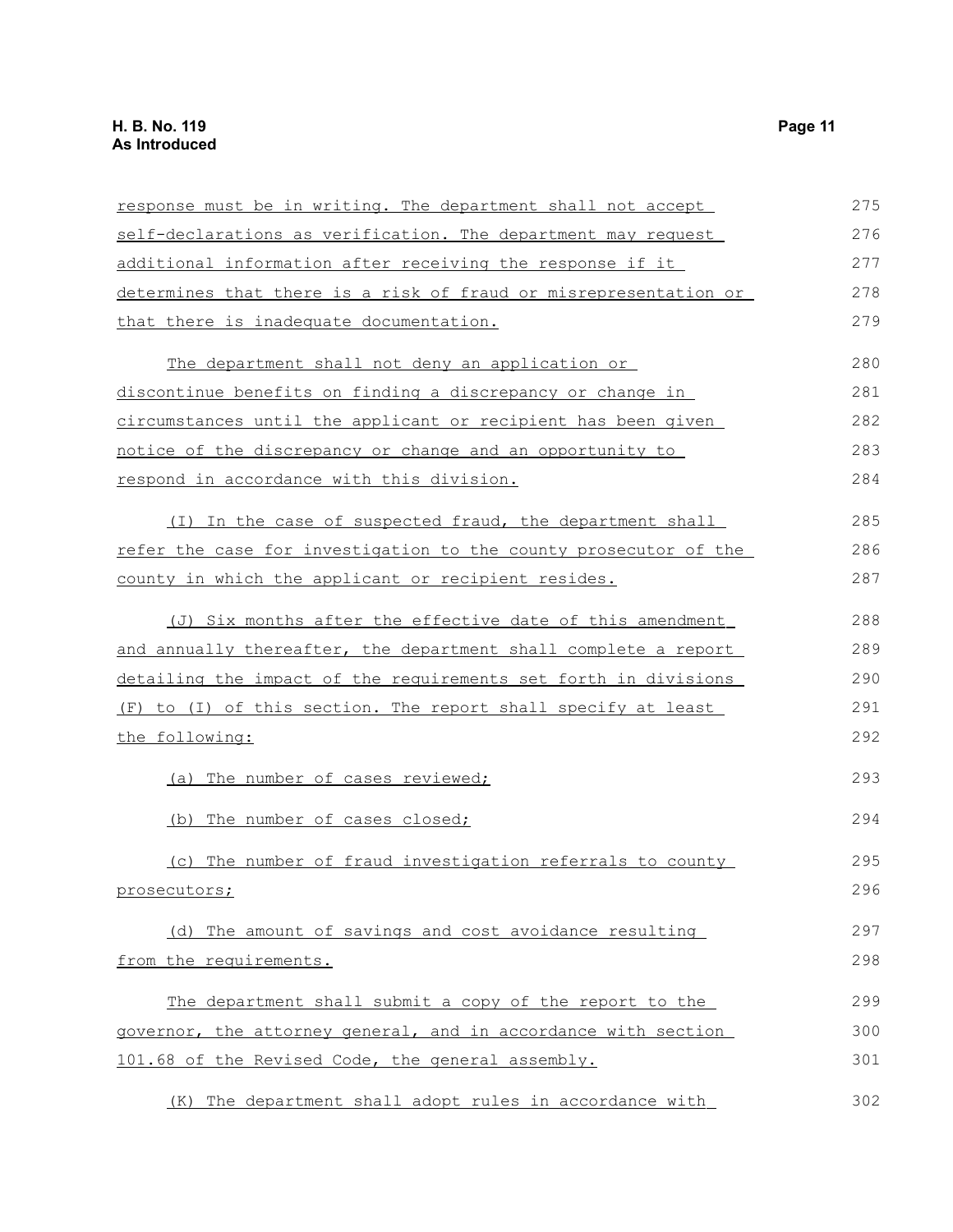response must be in writing. The department shall not accept self-declarations as verification. The department may request additional information after receiving the response if it determines that there is a risk of fraud or misrepresentation or that there is inadequate documentation.

The department shall not deny an application or discontinue benefits on finding a discrepancy or change in circumstances until the applicant or recipient has been given notice of the discrepancy or change and an opportunity to respond in accordance with this division.

(I) In the case of suspected fraud, the department shall refer the case for investigation to the county prosecutor of the county in which the applicant or recipient resides.

(J) Six months after the effective date of this amendment and annually thereafter, the department shall complete a report detailing the impact of the requirements set forth in divisions (F) to (I) of this section. The report shall specify at least the following:

(a) The number of cases reviewed;

(b) The number of cases closed;

(c) The number of fraud investigation referrals to county prosecutors;

(d) The amount of savings and cost avoidance resulting from the requirements.

The department shall submit a copy of the report to the governor, the attorney general, and in accordance with section 101.68 of the Revised Code, the general assembly.

(K) The department shall adopt rules in accordance with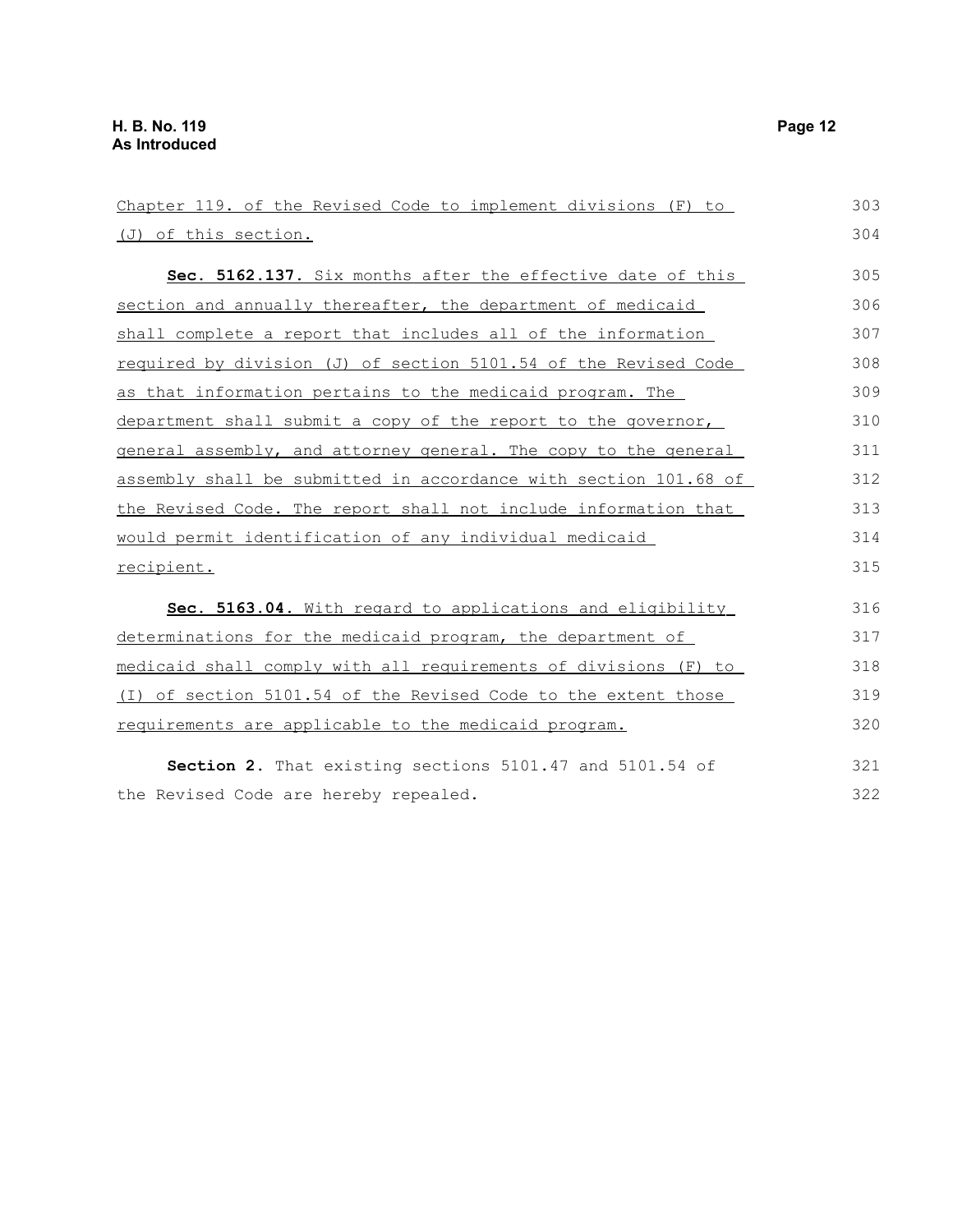Chapter 119. of the Revised Code to implement divisions (F) to (J) of this section.

**Sec. 5162.137.** Six months after the effective date of this section and annually thereafter, the department of medicaid shall complete a report that includes all of the information required by division (J) of section 5101.54 of the Revised Code as that information pertains to the medicaid program. The department shall submit a copy of the report to the governor, general assembly, and attorney general. The copy to the general assembly shall be submitted in accordance with section 101.68 of the Revised Code. The report shall not include information that would permit identification of any individual medicaid recipient.

**Sec. 5163.04.** With regard to applications and eligibility determinations for the medicaid program, the department of medicaid shall comply with all requirements of divisions (F) to (I) of section 5101.54 of the Revised Code to the extent those requirements are applicable to the medicaid program.

**Section 2.** That existing sections 5101.47 and 5101.54 of the Revised Code are hereby repealed.